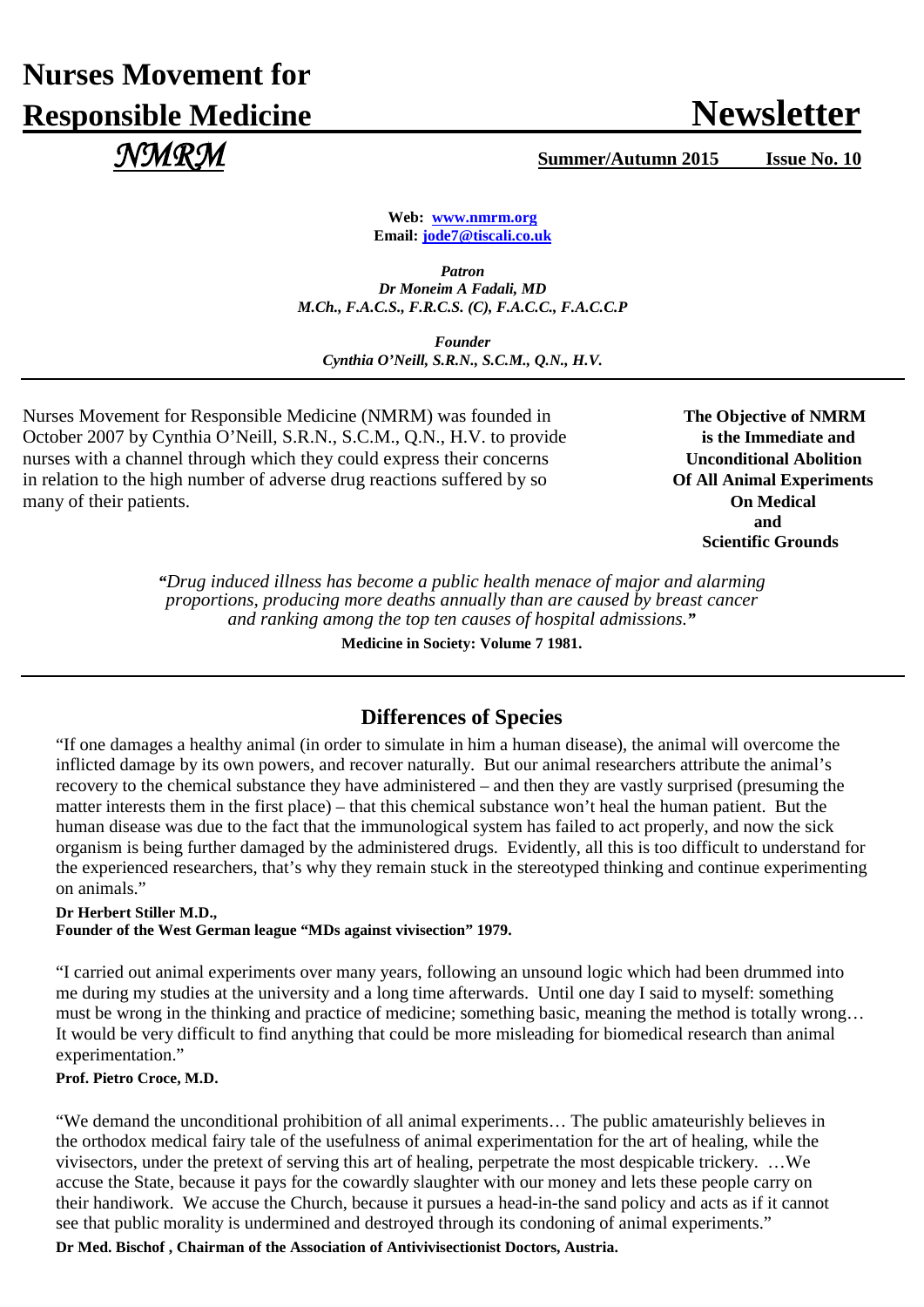# Nurses Movement for Responsible Medicine

# Newsletter

*NMRM*

**Summer/Autumn 2015 Issue No. 10**

**Web: www.nmrm.org**
**Email: jode7@tiscali.co.uk**

***Patron***
***Dr Moneim A Fadali, MD***
***M.Ch., F.A.C.S., F.R.C.S. (C), F.A.C.C., F.A.C.C.P***

***Founder***
***Cynthia O'Neill, S.R.N., S.C.M., Q.N., H.V.***

---

Nurses Movement for Responsible Medicine (NMRM) was founded in October 2007 by Cynthia O'Neill, S.R.N., S.C.M., Q.N., H.V. to provide nurses with a channel through which they could express their concerns in relation to the high number of adverse drug reactions suffered by so many of their patients.

**The Objective of NMRM is the Immediate and Unconditional Abolition Of All Animal Experiments On Medical and Scientific Grounds**

*"Drug induced illness has become a public health menace of major and alarming proportions, producing more deaths annually than are caused by breast cancer and ranking among the top ten causes of hospital admissions."*

**Medicine in Society: Volume 7 1981.**

---

## Differences of Species

"If one damages a healthy animal (in order to simulate in him a human disease), the animal will overcome the inflicted damage by its own powers, and recover naturally. But our animal researchers attribute the animal's recovery to the chemical substance they have administered – and then they are vastly surprised (presuming the matter interests them in the first place) – that this chemical substance won't heal the human patient. But the human disease was due to the fact that the immunological system has failed to act properly, and now the sick organism is being further damaged by the administered drugs. Evidently, all this is too difficult to understand for the experienced researchers, that's why they remain stuck in the stereotyped thinking and continue experimenting on animals."

**Dr Herbert Stiller M.D.,**
**Founder of the West German league "MDs against vivisection" 1979.**

"I carried out animal experiments over many years, following an unsound logic which had been drummed into me during my studies at the university and a long time afterwards. Until one day I said to myself: something must be wrong in the thinking and practice of medicine; something basic, meaning the method is totally wrong… It would be very difficult to find anything that could be more misleading for biomedical research than animal experimentation."

**Prof. Pietro Croce, M.D.**

"We demand the unconditional prohibition of all animal experiments… The public amateurishly believes in the orthodox medical fairy tale of the usefulness of animal experimentation for the art of healing, while the vivisectors, under the pretext of serving this art of healing, perpetrate the most despicable trickery. …We accuse the State, because it pays for the cowardly slaughter with our money and lets these people carry on their handiwork. We accuse the Church, because it pursues a head-in-the sand policy and acts as if it cannot see that public morality is undermined and destroyed through its condoning of animal experiments."

**Dr Med. Bischof , Chairman of the Association of Antivivisectionist Doctors, Austria.**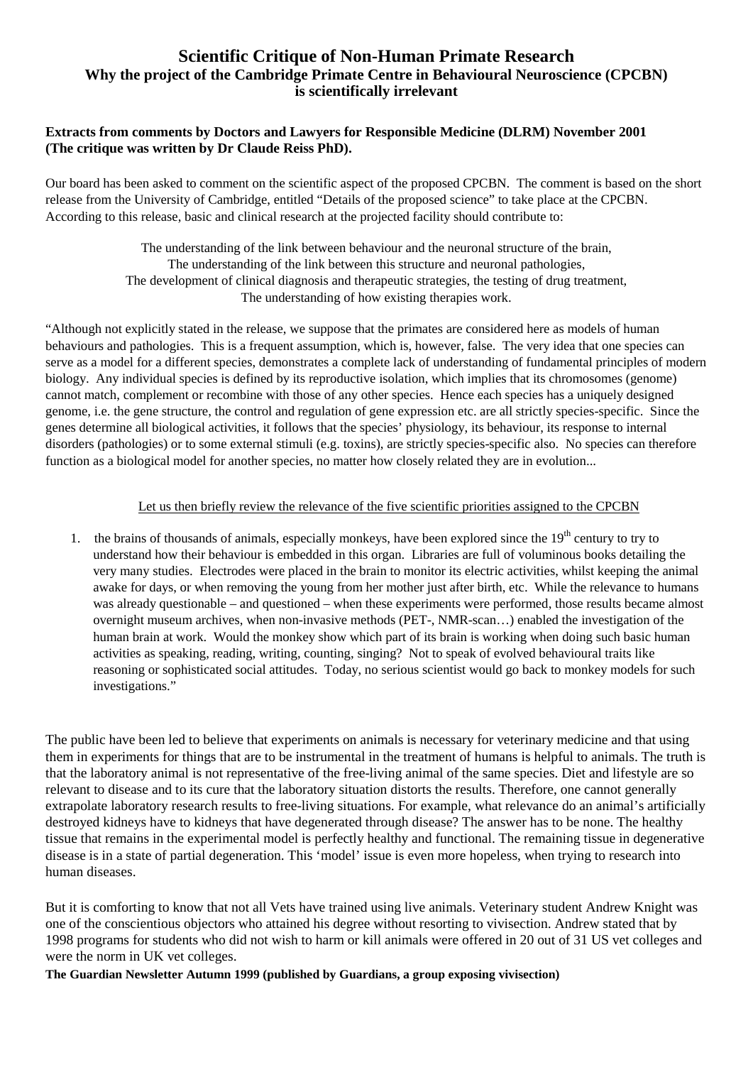## Scientific Critique of Non-Human Primate Research

### Why the project of the Cambridge Primate Centre in Behavioural Neuroscience (CPCBN) is scientifically irrelevant

**Extracts from comments by Doctors and Lawyers for Responsible Medicine (DLRM) November 2001 (The critique was written by Dr Claude Reiss PhD).**

Our board has been asked to comment on the scientific aspect of the proposed CPCBN. The comment is based on the short release from the University of Cambridge, entitled "Details of the proposed science" to take place at the CPCBN. According to this release, basic and clinical research at the projected facility should contribute to:

The understanding of the link between behaviour and the neuronal structure of the brain,
The understanding of the link between this structure and neuronal pathologies,
The development of clinical diagnosis and therapeutic strategies, the testing of drug treatment,
The understanding of how existing therapies work.

"Although not explicitly stated in the release, we suppose that the primates are considered here as models of human behaviours and pathologies. This is a frequent assumption, which is, however, false. The very idea that one species can serve as a model for a different species, demonstrates a complete lack of understanding of fundamental principles of modern biology. Any individual species is defined by its reproductive isolation, which implies that its chromosomes (genome) cannot match, complement or recombine with those of any other species. Hence each species has a uniquely designed genome, i.e. the gene structure, the control and regulation of gene expression etc. are all strictly species-specific. Since the genes determine all biological activities, it follows that the species' physiology, its behaviour, its response to internal disorders (pathologies) or to some external stimuli (e.g. toxins), are strictly species-specific also. No species can therefore function as a biological model for another species, no matter how closely related they are in evolution...

<u>Let us then briefly review the relevance of the five scientific priorities assigned to the CPCBN</u>

1. the brains of thousands of animals, especially monkeys, have been explored since the 19th century to try to understand how their behaviour is embedded in this organ. Libraries are full of voluminous books detailing the very many studies. Electrodes were placed in the brain to monitor its electric activities, whilst keeping the animal awake for days, or when removing the young from her mother just after birth, etc. While the relevance to humans was already questionable – and questioned – when these experiments were performed, those results became almost overnight museum archives, when non-invasive methods (PET-, NMR-scan…) enabled the investigation of the human brain at work. Would the monkey show which part of its brain is working when doing such basic human activities as speaking, reading, writing, counting, singing? Not to speak of evolved behavioural traits like reasoning or sophisticated social attitudes. Today, no serious scientist would go back to monkey models for such investigations."

The public have been led to believe that experiments on animals is necessary for veterinary medicine and that using them in experiments for things that are to be instrumental in the treatment of humans is helpful to animals. The truth is that the laboratory animal is not representative of the free-living animal of the same species. Diet and lifestyle are so relevant to disease and to its cure that the laboratory situation distorts the results. Therefore, one cannot generally extrapolate laboratory research results to free-living situations. For example, what relevance do an animal's artificially destroyed kidneys have to kidneys that have degenerated through disease? The answer has to be none. The healthy tissue that remains in the experimental model is perfectly healthy and functional. The remaining tissue in degenerative disease is in a state of partial degeneration. This 'model' issue is even more hopeless, when trying to research into human diseases.

But it is comforting to know that not all Vets have trained using live animals. Veterinary student Andrew Knight was one of the conscientious objectors who attained his degree without resorting to vivisection. Andrew stated that by 1998 programs for students who did not wish to harm or kill animals were offered in 20 out of 31 US vet colleges and were the norm in UK vet colleges.

**The Guardian Newsletter Autumn 1999 (published by Guardians, a group exposing vivisection)**